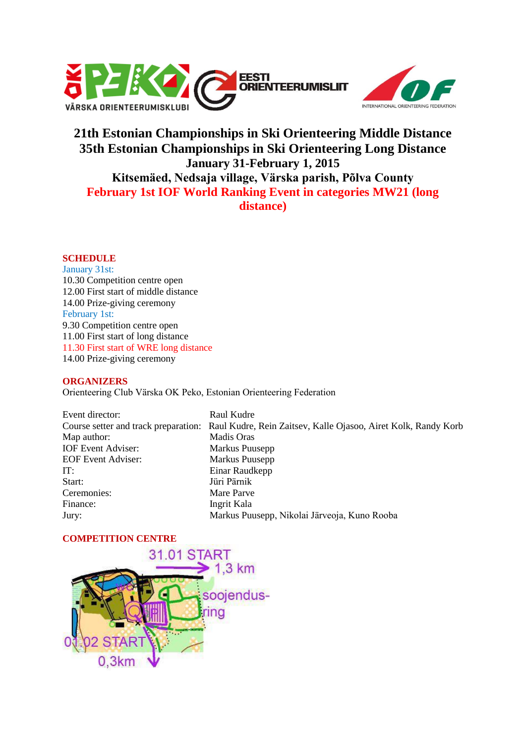# 21th Estonian Championships in Ski Orienteering Middle Distance
# 35th Estonian Championships in Ski Orienteering Long Distance

**January 31-February 1, 2015**

**Kitsemäed, Nedsaja village, Värska parish, Põlva County**

**February 1st IOF World Ranking Event in categories MW21 (long distance)**

## SCHEDULE

January 31st:
10.30 Competition centre open
12.00 First start of middle distance
14.00 Prize-giving ceremony

February 1st:
9.30 Competition centre open
11.00 First start of long distance
11.30 First start of WRE long distance
14.00 Prize-giving ceremony

## ORGANIZERS

Orienteering Club Värska OK Peko, Estonian Orienteering Federation

| | |
|---|---|
| Event director: | Raul Kudre |
| Course setter and track preparation: | Raul Kudre, Rein Zaitsev, Kalle Ojasoo, Airet Kolk, Randy Korb |
| Map author: | Madis Oras |
| IOF Event Adviser: | Markus Puusepp |
| EOF Event Adviser: | Markus Puusepp |
| IT: | Einar Raudkepp |
| Start: | Jüri Pärnik |
| Ceremonies: | Mare Parve |
| Finance: | Ingrit Kala |
| Jury: | Markus Puusepp, Nikolai Järveoja, Kuno Rooba |

## COMPETITION CENTRE

31.01 START 1,3 km
soojendus-ring
01.02 START 0,3km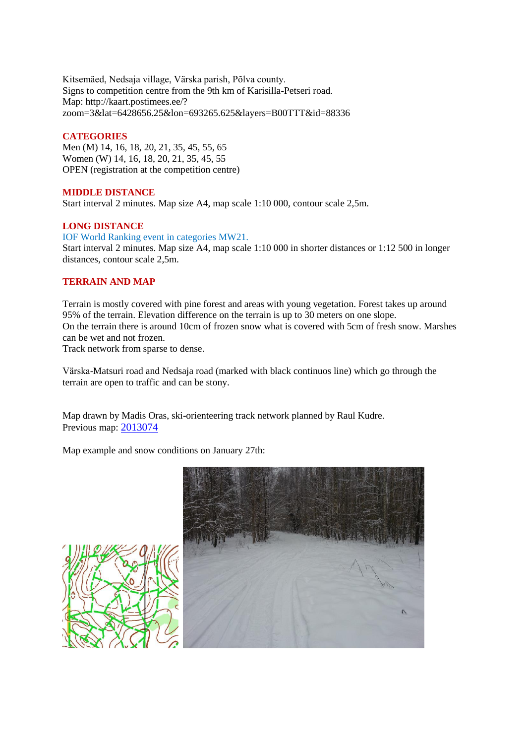Kitsemäed, Nedsaja village, Värska parish, Põlva county.
Signs to competition centre from the 9th km of Karisilla-Petseri road.
Map: http://kaart.postimees.ee/?zoom=3&lat=6428656.25&lon=693265.625&layers=B00TTT&id=88336

## CATEGORIES

Men (M) 14, 16, 18, 20, 21, 35, 45, 55, 65
Women (W) 14, 16, 18, 20, 21, 35, 45, 55
OPEN (registration at the competition centre)

## MIDDLE DISTANCE

Start interval 2 minutes. Map size A4, map scale 1:10 000, contour scale 2,5m.

## LONG DISTANCE

IOF World Ranking event in categories MW21.
Start interval 2 minutes. Map size A4, map scale 1:10 000 in shorter distances or 1:12 500 in longer distances, contour scale 2,5m.

## TERRAIN AND MAP

Terrain is mostly covered with pine forest and areas with young vegetation. Forest takes up around 95% of the terrain. Elevation difference on the terrain is up to 30 meters on one slope.
On the terrain there is around 10cm of frozen snow what is covered with 5cm of fresh snow. Marshes can be wet and not frozen.
Track network from sparse to dense.

Värska-Matsuri road and Nedsaja road (marked with black continuos line) which go through the terrain are open to traffic and can be stony.

Map drawn by Madis Oras, ski-orienteering track network planned by Raul Kudre.
Previous map: 2013074

Map example and snow conditions on January 27th: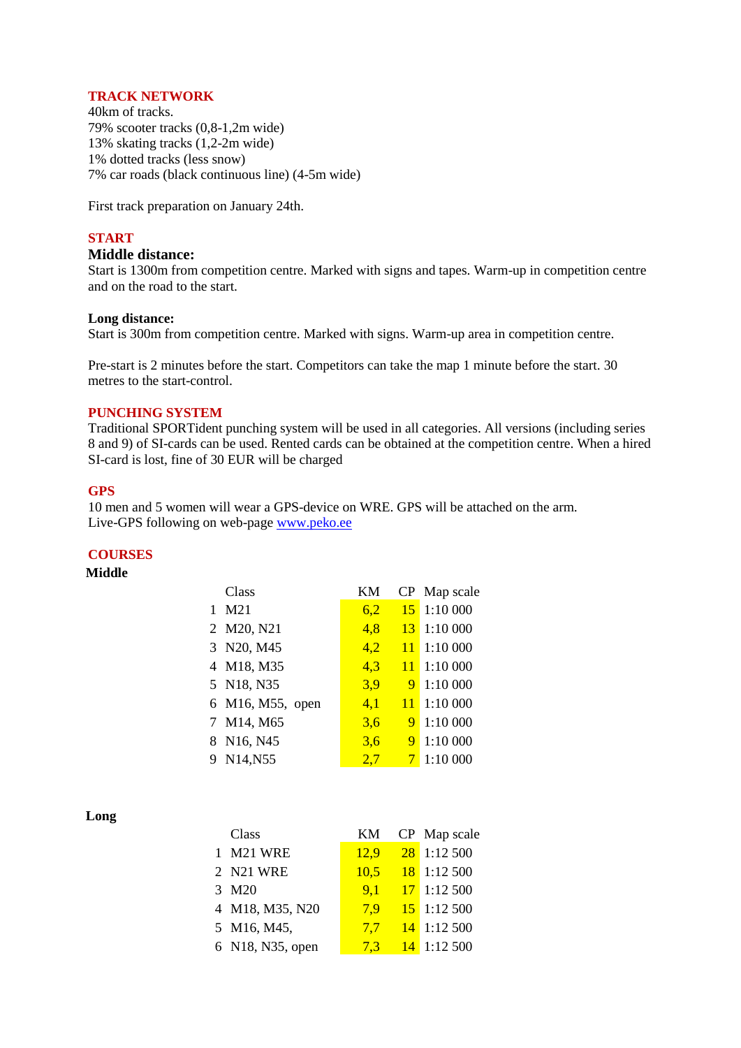## TRACK NETWORK

40km of tracks.
79% scooter tracks (0,8-1,2m wide)
13% skating tracks (1,2-2m wide)
1% dotted tracks (less snow)
7% car roads (black continuous line) (4-5m wide)

First track preparation on January 24th.

## START

### Middle distance:

Start is 1300m from competition centre. Marked with signs and tapes. Warm-up in competition centre and on the road to the start.

### Long distance:

Start is 300m from competition centre. Marked with signs. Warm-up area in competition centre.

Pre-start is 2 minutes before the start. Competitors can take the map 1 minute before the start. 30 metres to the start-control.

## PUNCHING SYSTEM

Traditional SPORTident punching system will be used in all categories. All versions (including series 8 and 9) of SI-cards can be used. Rented cards can be obtained at the competition centre. When a hired SI-card is lost, fine of 30 EUR will be charged

## GPS

10 men and 5 women will wear a GPS-device on WRE. GPS will be attached on the arm.
Live-GPS following on web-page www.peko.ee

## COURSES

**Middle**

| | Class | KM | CP | Map scale |
|---|---|---|---|---|
| 1 | M21 | 6,2 | 15 | 1:10 000 |
| 2 | M20, N21 | 4,8 | 13 | 1:10 000 |
| 3 | N20, M45 | 4,2 | 11 | 1:10 000 |
| 4 | M18, M35 | 4,3 | 11 | 1:10 000 |
| 5 | N18, N35 | 3,9 | 9 | 1:10 000 |
| 6 | M16, M55, open | 4,1 | 11 | 1:10 000 |
| 7 | M14, M65 | 3,6 | 9 | 1:10 000 |
| 8 | N16, N45 | 3,6 | 9 | 1:10 000 |
| 9 | N14,N55 | 2,7 | 7 | 1:10 000 |

**Long**

| | Class | KM | CP | Map scale |
|---|---|---|---|---|
| 1 | M21 WRE | 12,9 | 28 | 1:12 500 |
| 2 | N21 WRE | 10,5 | 18 | 1:12 500 |
| 3 | M20 | 9,1 | 17 | 1:12 500 |
| 4 | M18, M35, N20 | 7,9 | 15 | 1:12 500 |
| 5 | M16, M45, | 7,7 | 14 | 1:12 500 |
| 6 | N18, N35, open | 7,3 | 14 | 1:12 500 |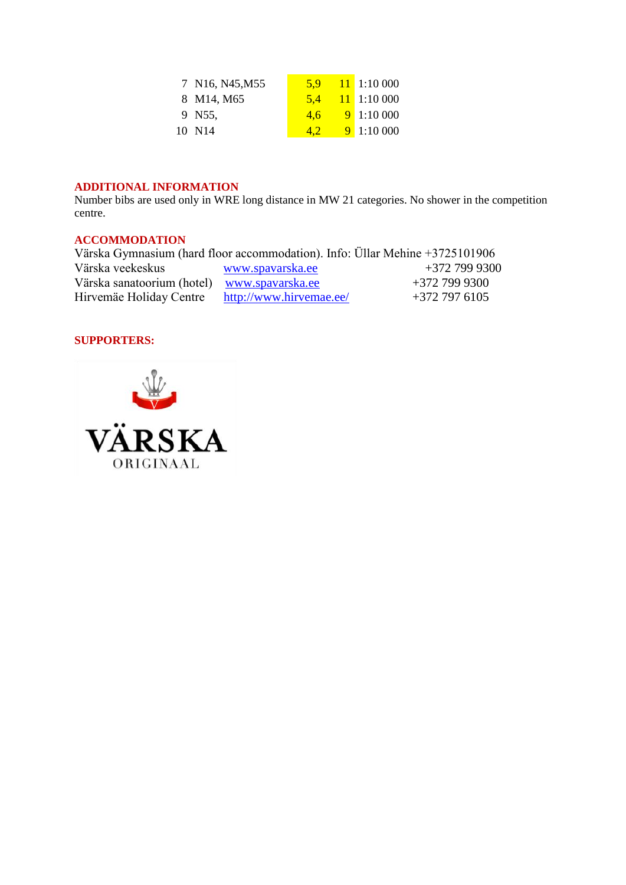| | | | | |
|---|---|---|---|---|
| 7 | N16, N45,M55 | 5,9 | 11 | 1:10 000 |
| 8 | M14, M65 | 5,4 | 11 | 1:10 000 |
| 9 | N55, | 4,6 | 9 | 1:10 000 |
| 10 | N14 | 4,2 | 9 | 1:10 000 |

## ADDITIONAL INFORMATION

Number bibs are used only in WRE long distance in MW 21 categories. No shower in the competition centre.

## ACCOMMODATION

Värska Gymnasium (hard floor accommodation). Info: Üllar Mehine +3725101906

| | | |
|---|---|---|
| Värska veekeskus | www.spavarska.ee | +372 799 9300 |
| Värska sanatoorium (hotel) | www.spavarska.ee | +372 799 9300 |
| Hirvemäe Holiday Centre | http://www.hirvemae.ee/ | +372 797 6105 |

## SUPPORTERS:

VÄRSKA
ORIGINAAL